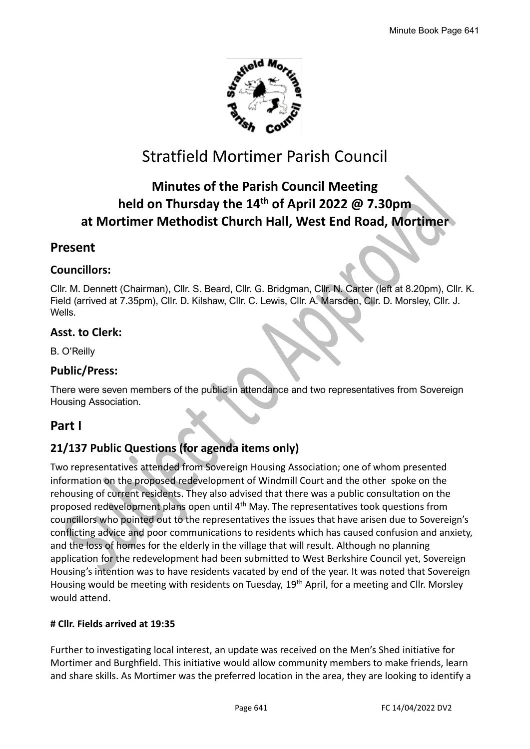# Stratfield Mortimer Parish Council

## Minutes of the Parish Council Meeting held on Thursday the 14th of April 2022 @ 7.30pm at Mortimer Methodist Church Hall, West End Road, Mortimer

## Present

### Councillors:

Cllr. M. Dennett (Chairman), Cllr. S. Beard, Cllr. G. Bridgman, Cllr. N. Carter (left at 8.20pm), Cllr. K. Field (arrived at 7.35pm), Cllr. D. Kilshaw, Cllr. C. Lewis, Cllr. A. Marsden, Cllr. D. Morsley, Cllr. J. Wells.

### Asst. to Clerk:

B. O'Reilly

### Public/Press:

There were seven members of the public in attendance and two representatives from Sovereign Housing Association.

## Part I

### 21/137 Public Questions (for agenda items only)

Two representatives attended from Sovereign Housing Association; one of whom presented information on the proposed redevelopment of Windmill Court and the other spoke on the rehousing of current residents. They also advised that there was a public consultation on the proposed redevelopment plans open until 4th May. The representatives took questions from councillors who pointed out to the representatives the issues that have arisen due to Sovereign's conflicting advice and poor communications to residents which has caused confusion and anxiety, and the loss of homes for the elderly in the village that will result. Although no planning application for the redevelopment had been submitted to West Berkshire Council yet, Sovereign Housing's intention was to have residents vacated by end of the year. It was noted that Sovereign Housing would be meeting with residents on Tuesday, 19th April, for a meeting and Cllr. Morsley would attend.

**# Cllr. Fields arrived at 19:35**

Further to investigating local interest, an update was received on the Men's Shed initiative for Mortimer and Burghfield. This initiative would allow community members to make friends, learn and share skills. As Mortimer was the preferred location in the area, they are looking to identify a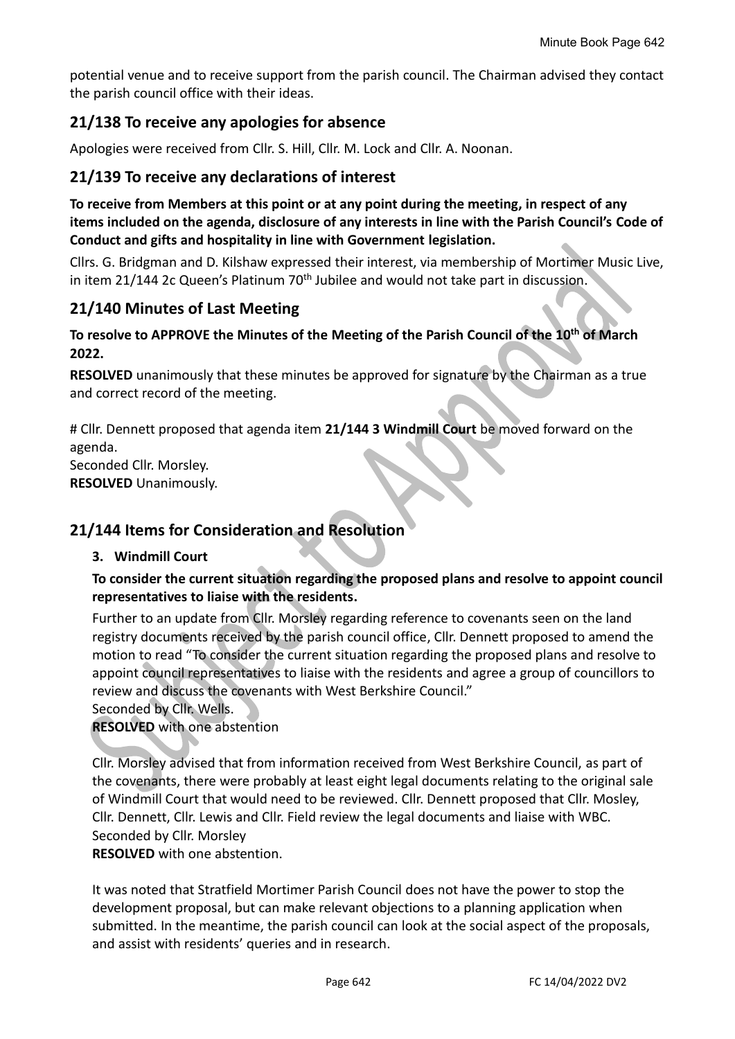potential venue and to receive support from the parish council. The Chairman advised they contact the parish council office with their ideas.

## 21/138 To receive any apologies for absence

Apologies were received from Cllr. S. Hill, Cllr. M. Lock and Cllr. A. Noonan.

## 21/139 To receive any declarations of interest

**To receive from Members at this point or at any point during the meeting, in respect of any items included on the agenda, disclosure of any interests in line with the Parish Council's Code of Conduct and gifts and hospitality in line with Government legislation.**

Cllrs. G. Bridgman and D. Kilshaw expressed their interest, via membership of Mortimer Music Live, in item 21/144 2c Queen's Platinum 70th Jubilee and would not take part in discussion.

## 21/140 Minutes of Last Meeting

**To resolve to APPROVE the Minutes of the Meeting of the Parish Council of the 10th of March 2022.**

**RESOLVED** unanimously that these minutes be approved for signature by the Chairman as a true and correct record of the meeting.

# Cllr. Dennett proposed that agenda item **21/144 3 Windmill Court** be moved forward on the agenda.
Seconded Cllr. Morsley.
**RESOLVED** Unanimously.

## 21/144 Items for Consideration and Resolution

**3. Windmill Court**

**To consider the current situation regarding the proposed plans and resolve to appoint council representatives to liaise with the residents.**

Further to an update from Cllr. Morsley regarding reference to covenants seen on the land registry documents received by the parish council office, Cllr. Dennett proposed to amend the motion to read "To consider the current situation regarding the proposed plans and resolve to appoint council representatives to liaise with the residents and agree a group of councillors to review and discuss the covenants with West Berkshire Council."
Seconded by Cllr. Wells.
**RESOLVED** with one abstention

Cllr. Morsley advised that from information received from West Berkshire Council, as part of the covenants, there were probably at least eight legal documents relating to the original sale of Windmill Court that would need to be reviewed. Cllr. Dennett proposed that Cllr. Mosley, Cllr. Dennett, Cllr. Lewis and Cllr. Field review the legal documents and liaise with WBC.
Seconded by Cllr. Morsley
**RESOLVED** with one abstention.

It was noted that Stratfield Mortimer Parish Council does not have the power to stop the development proposal, but can make relevant objections to a planning application when submitted. In the meantime, the parish council can look at the social aspect of the proposals, and assist with residents' queries and in research.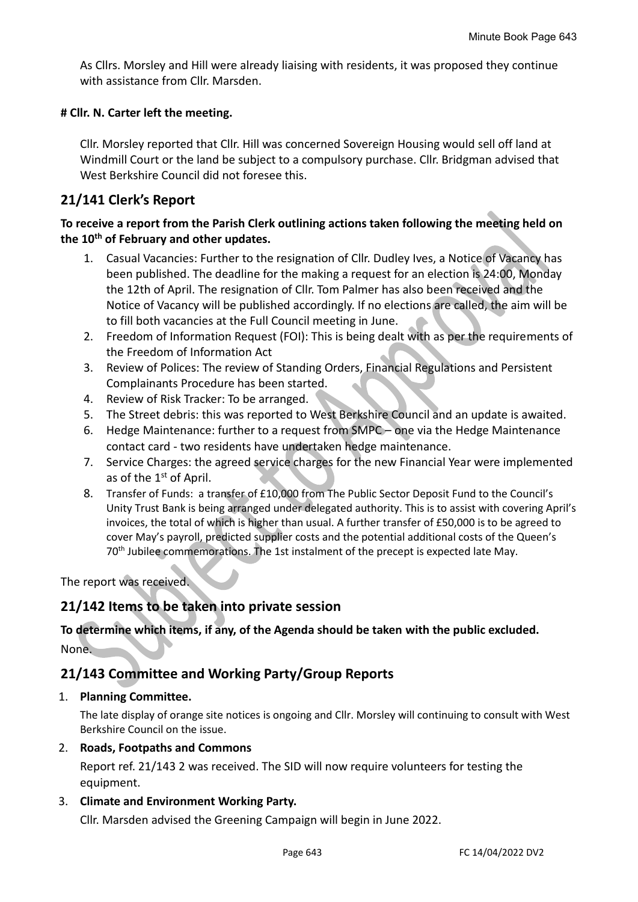As Cllrs. Morsley and Hill were already liaising with residents, it was proposed they continue with assistance from Cllr. Marsden.

**# Cllr. N. Carter left the meeting.**

Cllr. Morsley reported that Cllr. Hill was concerned Sovereign Housing would sell off land at Windmill Court or the land be subject to a compulsory purchase. Cllr. Bridgman advised that West Berkshire Council did not foresee this.

## 21/141 Clerk's Report

**To receive a report from the Parish Clerk outlining actions taken following the meeting held on the 10th of February and other updates.**

1. Casual Vacancies: Further to the resignation of Cllr. Dudley Ives, a Notice of Vacancy has been published. The deadline for the making a request for an election is 24:00, Monday the 12th of April. The resignation of Cllr. Tom Palmer has also been received and the Notice of Vacancy will be published accordingly. If no elections are called, the aim will be to fill both vacancies at the Full Council meeting in June.
2. Freedom of Information Request (FOI): This is being dealt with as per the requirements of the Freedom of Information Act
3. Review of Polices: The review of Standing Orders, Financial Regulations and Persistent Complainants Procedure has been started.
4. Review of Risk Tracker: To be arranged.
5. The Street debris: this was reported to West Berkshire Council and an update is awaited.
6. Hedge Maintenance: further to a request from SMPC – one via the Hedge Maintenance contact card - two residents have undertaken hedge maintenance.
7. Service Charges: the agreed service charges for the new Financial Year were implemented as of the 1st of April.
8. Transfer of Funds: a transfer of £10,000 from The Public Sector Deposit Fund to the Council's Unity Trust Bank is being arranged under delegated authority. This is to assist with covering April's invoices, the total of which is higher than usual. A further transfer of £50,000 is to be agreed to cover May's payroll, predicted supplier costs and the potential additional costs of the Queen's 70th Jubilee commemorations. The 1st instalment of the precept is expected late May.

The report was received.

## 21/142 Items to be taken into private session

**To determine which items, if any, of the Agenda should be taken with the public excluded.**

None.

## 21/143 Committee and Working Party/Group Reports

1. **Planning Committee.**

   The late display of orange site notices is ongoing and Cllr. Morsley will continuing to consult with West Berkshire Council on the issue.

2. **Roads, Footpaths and Commons**

   Report ref. 21/143 2 was received. The SID will now require volunteers for testing the equipment.

3. **Climate and Environment Working Party.**

   Cllr. Marsden advised the Greening Campaign will begin in June 2022.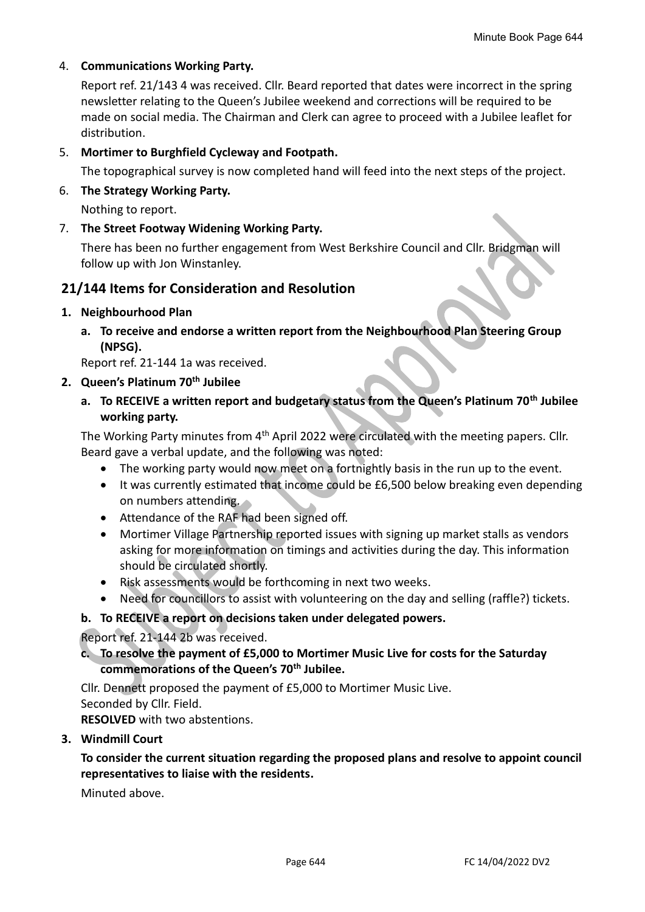4. **Communications Working Party.**

   Report ref. 21/143 4 was received. Cllr. Beard reported that dates were incorrect in the spring newsletter relating to the Queen's Jubilee weekend and corrections will be required to be made on social media. The Chairman and Clerk can agree to proceed with a Jubilee leaflet for distribution.

5. **Mortimer to Burghfield Cycleway and Footpath.**

   The topographical survey is now completed hand will feed into the next steps of the project.

6. **The Strategy Working Party.**

   Nothing to report.

7. **The Street Footway Widening Working Party.**

   There has been no further engagement from West Berkshire Council and Cllr. Bridgman will follow up with Jon Winstanley.

## 21/144 Items for Consideration and Resolution

1. **Neighbourhood Plan**

   a. **To receive and endorse a written report from the Neighbourhood Plan Steering Group (NPSG).**

   Report ref. 21-144 1a was received.

2. **Queen's Platinum 70th Jubilee**

   a. **To RECEIVE a written report and budgetary status from the Queen's Platinum 70th Jubilee working party.**

   The Working Party minutes from 4th April 2022 were circulated with the meeting papers. Cllr. Beard gave a verbal update, and the following was noted:

   - The working party would now meet on a fortnightly basis in the run up to the event.
   - It was currently estimated that income could be £6,500 below breaking even depending on numbers attending.
   - Attendance of the RAF had been signed off.
   - Mortimer Village Partnership reported issues with signing up market stalls as vendors asking for more information on timings and activities during the day. This information should be circulated shortly.
   - Risk assessments would be forthcoming in next two weeks.
   - Need for councillors to assist with volunteering on the day and selling (raffle?) tickets.

   b. **To RECEIVE a report on decisions taken under delegated powers.**

   Report ref. 21-144 2b was received.

   c. **To resolve the payment of £5,000 to Mortimer Music Live for costs for the Saturday commemorations of the Queen's 70th Jubilee.**

   Cllr. Dennett proposed the payment of £5,000 to Mortimer Music Live.
   Seconded by Cllr. Field.
   **RESOLVED** with two abstentions.

3. **Windmill Court**

   **To consider the current situation regarding the proposed plans and resolve to appoint council representatives to liaise with the residents.**

   Minuted above.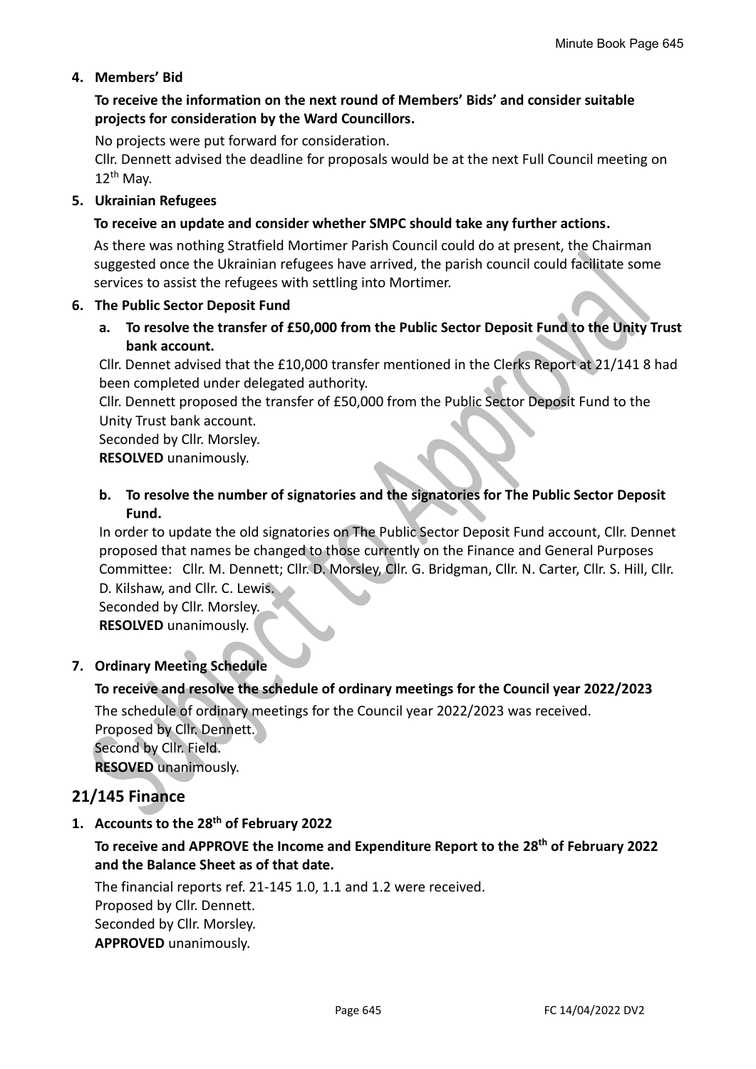**4. Members' Bid**

**To receive the information on the next round of Members' Bids' and consider suitable projects for consideration by the Ward Councillors.**

No projects were put forward for consideration.
Cllr. Dennett advised the deadline for proposals would be at the next Full Council meeting on 12th May.

**5. Ukrainian Refugees**

**To receive an update and consider whether SMPC should take any further actions.**

As there was nothing Stratfield Mortimer Parish Council could do at present, the Chairman suggested once the Ukrainian refugees have arrived, the parish council could facilitate some services to assist the refugees with settling into Mortimer.

**6. The Public Sector Deposit Fund**

**a. To resolve the transfer of £50,000 from the Public Sector Deposit Fund to the Unity Trust bank account.**

Cllr. Dennet advised that the £10,000 transfer mentioned in the Clerks Report at 21/141 8 had been completed under delegated authority.
Cllr. Dennett proposed the transfer of £50,000 from the Public Sector Deposit Fund to the Unity Trust bank account.
Seconded by Cllr. Morsley.
**RESOLVED** unanimously.

**b. To resolve the number of signatories and the signatories for The Public Sector Deposit Fund.**

In order to update the old signatories on The Public Sector Deposit Fund account, Cllr. Dennet proposed that names be changed to those currently on the Finance and General Purposes Committee: Cllr. M. Dennett; Cllr. D. Morsley, Cllr. G. Bridgman, Cllr. N. Carter, Cllr. S. Hill, Cllr. D. Kilshaw, and Cllr. C. Lewis.
Seconded by Cllr. Morsley.
**RESOLVED** unanimously.

**7. Ordinary Meeting Schedule**

**To receive and resolve the schedule of ordinary meetings for the Council year 2022/2023**

The schedule of ordinary meetings for the Council year 2022/2023 was received.
Proposed by Cllr. Dennett.
Second by Cllr. Field.
**RESOVED** unanimously.

## 21/145 Finance

**1. Accounts to the 28th of February 2022**

**To receive and APPROVE the Income and Expenditure Report to the 28th of February 2022 and the Balance Sheet as of that date.**

The financial reports ref. 21-145 1.0, 1.1 and 1.2 were received.
Proposed by Cllr. Dennett.
Seconded by Cllr. Morsley.
**APPROVED** unanimously.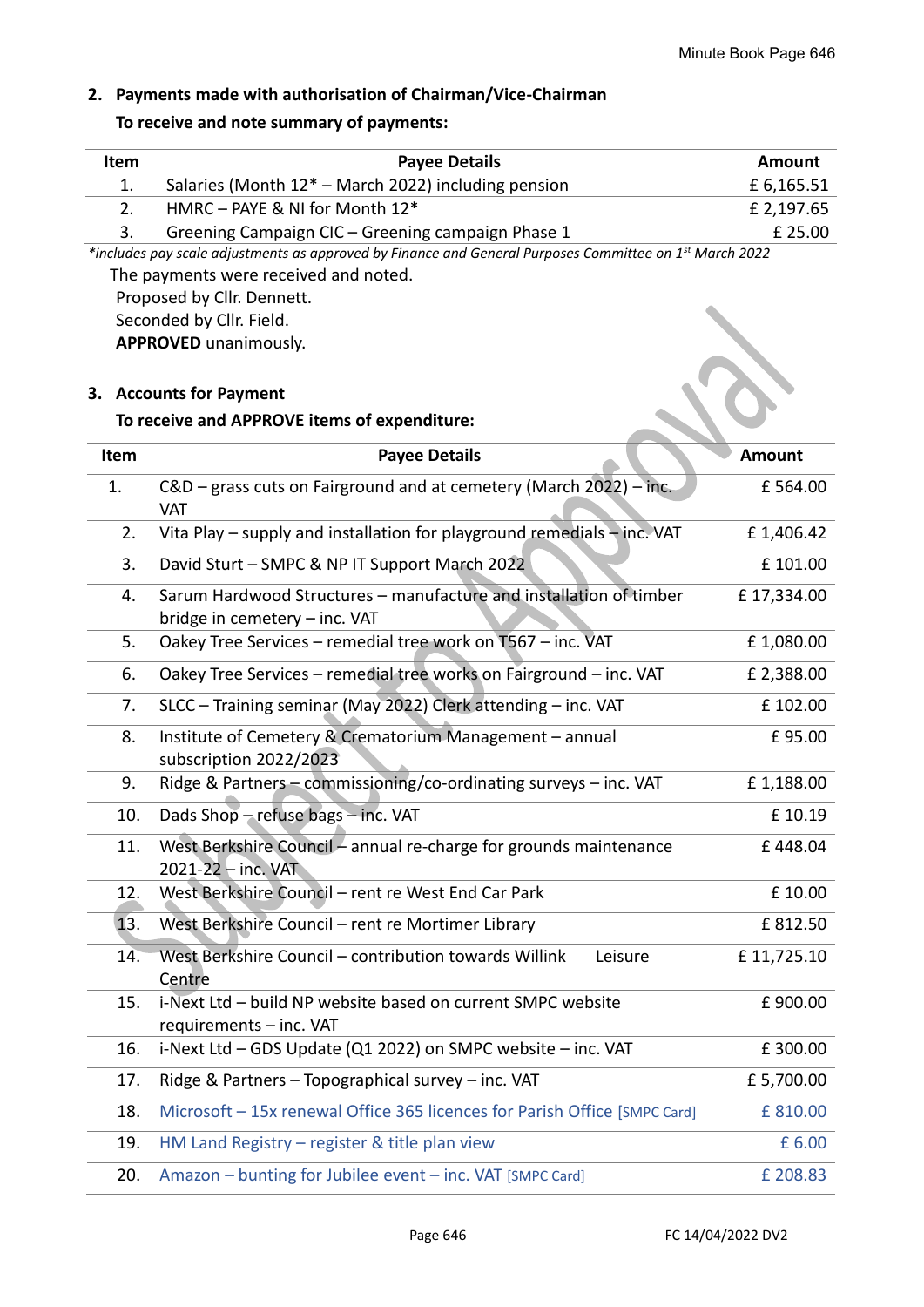## 2. Payments made with authorisation of Chairman/Vice-Chairman

**To receive and note summary of payments:**

| Item | Payee Details | Amount |
|---|---|---|
| 1. | Salaries (Month 12* – March 2022) including pension | £ 6,165.51 |
| 2. | HMRC – PAYE & NI for Month 12* | £ 2,197.65 |
| 3. | Greening Campaign CIC – Greening campaign Phase 1 | £ 25.00 |

*\*includes pay scale adjustments as approved by Finance and General Purposes Committee on 1st March 2022*

The payments were received and noted.
Proposed by Cllr. Dennett.
Seconded by Cllr. Field.
**APPROVED** unanimously.

## 3. Accounts for Payment

**To receive and APPROVE items of expenditure:**

| Item | Payee Details | Amount |
|---|---|---|
| 1. | C&D – grass cuts on Fairground and at cemetery (March 2022) – inc. VAT | £ 564.00 |
| 2. | Vita Play – supply and installation for playground remedials – inc. VAT | £ 1,406.42 |
| 3. | David Sturt – SMPC & NP IT Support March 2022 | £ 101.00 |
| 4. | Sarum Hardwood Structures – manufacture and installation of timber bridge in cemetery – inc. VAT | £ 17,334.00 |
| 5. | Oakey Tree Services – remedial tree work on T567 – inc. VAT | £ 1,080.00 |
| 6. | Oakey Tree Services – remedial tree works on Fairground – inc. VAT | £ 2,388.00 |
| 7. | SLCC – Training seminar (May 2022) Clerk attending – inc. VAT | £ 102.00 |
| 8. | Institute of Cemetery & Crematorium Management – annual subscription 2022/2023 | £ 95.00 |
| 9. | Ridge & Partners – commissioning/co-ordinating surveys – inc. VAT | £ 1,188.00 |
| 10. | Dads Shop – refuse bags – inc. VAT | £ 10.19 |
| 11. | West Berkshire Council – annual re-charge for grounds maintenance 2021-22 – inc. VAT | £ 448.04 |
| 12. | West Berkshire Council – rent re West End Car Park | £ 10.00 |
| 13. | West Berkshire Council – rent re Mortimer Library | £ 812.50 |
| 14. | West Berkshire Council – contribution towards Willink Leisure Centre | £ 11,725.10 |
| 15. | i-Next Ltd – build NP website based on current SMPC website requirements – inc. VAT | £ 900.00 |
| 16. | i-Next Ltd – GDS Update (Q1 2022) on SMPC website – inc. VAT | £ 300.00 |
| 17. | Ridge & Partners – Topographical survey – inc. VAT | £ 5,700.00 |
| 18. | Microsoft – 15x renewal Office 365 licences for Parish Office [SMPC Card] | £ 810.00 |
| 19. | HM Land Registry – register & title plan view | £ 6.00 |
| 20. | Amazon – bunting for Jubilee event – inc. VAT [SMPC Card] | £ 208.83 |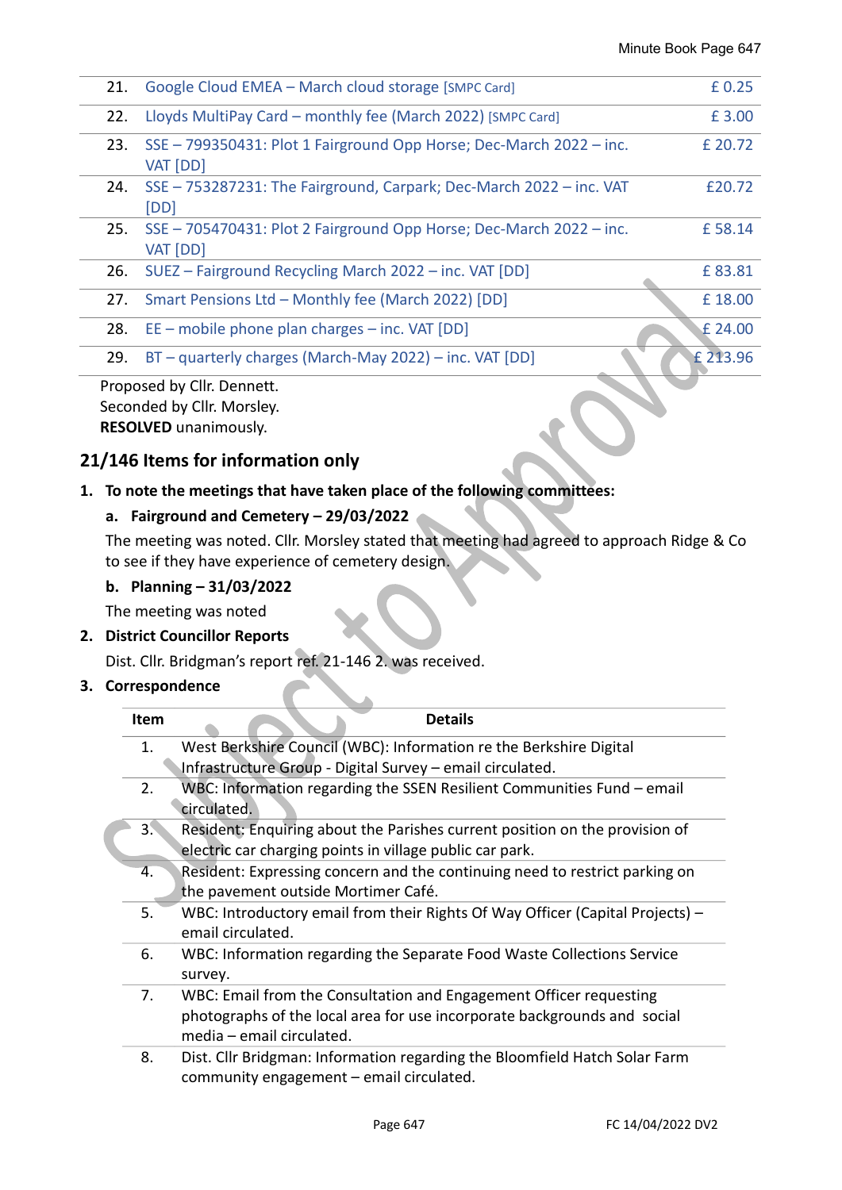| | | |
|---|---|---|
| 21. | Google Cloud EMEA – March cloud storage [SMPC Card] | £ 0.25 |
| 22. | Lloyds MultiPay Card – monthly fee (March 2022) [SMPC Card] | £ 3.00 |
| 23. | SSE – 799350431: Plot 1 Fairground Opp Horse; Dec-March 2022 – inc. VAT [DD] | £ 20.72 |
| 24. | SSE – 753287231: The Fairground, Carpark; Dec-March 2022 – inc. VAT [DD] | £20.72 |
| 25. | SSE – 705470431: Plot 2 Fairground Opp Horse; Dec-March 2022 – inc. VAT [DD] | £ 58.14 |
| 26. | SUEZ – Fairground Recycling March 2022 – inc. VAT [DD] | £ 83.81 |
| 27. | Smart Pensions Ltd – Monthly fee (March 2022) [DD] | £ 18.00 |
| 28. | EE – mobile phone plan charges – inc. VAT [DD] | £ 24.00 |
| 29. | BT – quarterly charges (March-May 2022) – inc. VAT [DD] | £ 213.96 |

Proposed by Cllr. Dennett.
Seconded by Cllr. Morsley.
**RESOLVED** unanimously.

## 21/146 Items for information only

1. **To note the meetings that have taken place of the following committees:**

   a. **Fairground and Cemetery – 29/03/2022**

   The meeting was noted. Cllr. Morsley stated that meeting had agreed to approach Ridge & Co to see if they have experience of cemetery design.

   b. **Planning – 31/03/2022**

   The meeting was noted

2. **District Councillor Reports**

   Dist. Cllr. Bridgman's report ref. 21-146 2. was received.

3. **Correspondence**

| Item | Details |
|---|---|
| 1. | West Berkshire Council (WBC): Information re the Berkshire Digital Infrastructure Group - Digital Survey – email circulated. |
| 2. | WBC: Information regarding the SSEN Resilient Communities Fund – email circulated. |
| 3. | Resident: Enquiring about the Parishes current position on the provision of electric car charging points in village public car park. |
| 4. | Resident: Expressing concern and the continuing need to restrict parking on the pavement outside Mortimer Café. |
| 5. | WBC: Introductory email from their Rights Of Way Officer (Capital Projects) – email circulated. |
| 6. | WBC: Information regarding the Separate Food Waste Collections Service survey. |
| 7. | WBC: Email from the Consultation and Engagement Officer requesting photographs of the local area for use incorporate backgrounds and social media – email circulated. |
| 8. | Dist. Cllr Bridgman: Information regarding the Bloomfield Hatch Solar Farm community engagement – email circulated. |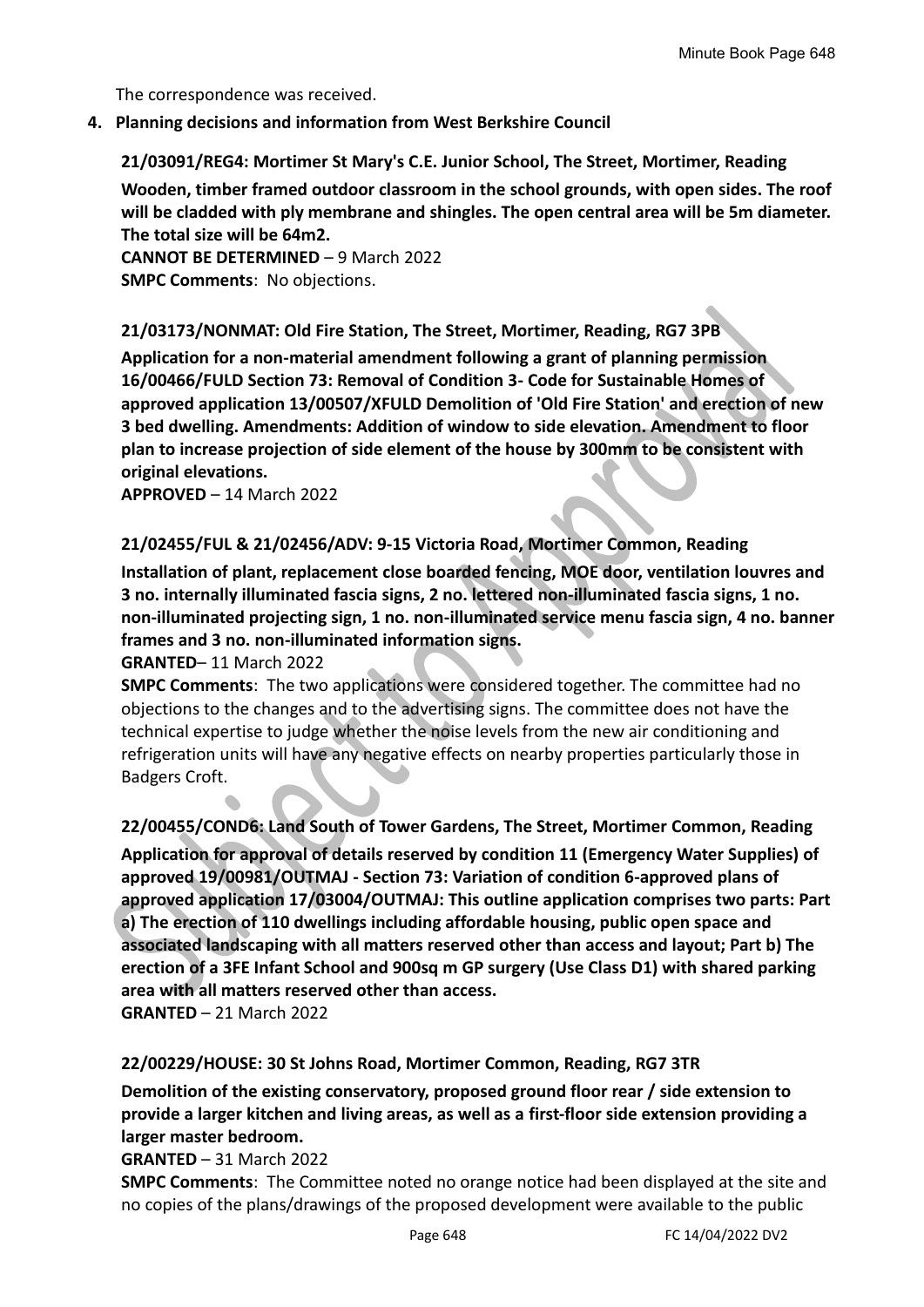The correspondence was received.

**4. Planning decisions and information from West Berkshire Council**

**21/03091/REG4: Mortimer St Mary's C.E. Junior School, The Street, Mortimer, Reading**

**Wooden, timber framed outdoor classroom in the school grounds, with open sides. The roof will be cladded with ply membrane and shingles. The open central area will be 5m diameter. The total size will be 64m2.**

**CANNOT BE DETERMINED** – 9 March 2022

**SMPC Comments**: No objections.

**21/03173/NONMAT: Old Fire Station, The Street, Mortimer, Reading, RG7 3PB**

**Application for a non-material amendment following a grant of planning permission 16/00466/FULD Section 73: Removal of Condition 3- Code for Sustainable Homes of approved application 13/00507/XFULD Demolition of 'Old Fire Station' and erection of new 3 bed dwelling. Amendments: Addition of window to side elevation. Amendment to floor plan to increase projection of side element of the house by 300mm to be consistent with original elevations.**

**APPROVED** – 14 March 2022

**21/02455/FUL & 21/02456/ADV: 9-15 Victoria Road, Mortimer Common, Reading**

**Installation of plant, replacement close boarded fencing, MOE door, ventilation louvres and 3 no. internally illuminated fascia signs, 2 no. lettered non-illuminated fascia signs, 1 no. non-illuminated projecting sign, 1 no. non-illuminated service menu fascia sign, 4 no. banner frames and 3 no. non-illuminated information signs.**

**GRANTED**– 11 March 2022

**SMPC Comments**: The two applications were considered together. The committee had no objections to the changes and to the advertising signs. The committee does not have the technical expertise to judge whether the noise levels from the new air conditioning and refrigeration units will have any negative effects on nearby properties particularly those in Badgers Croft.

**22/00455/COND6: Land South of Tower Gardens, The Street, Mortimer Common, Reading**

**Application for approval of details reserved by condition 11 (Emergency Water Supplies) of approved 19/00981/OUTMAJ - Section 73: Variation of condition 6-approved plans of approved application 17/03004/OUTMAJ: This outline application comprises two parts: Part a) The erection of 110 dwellings including affordable housing, public open space and associated landscaping with all matters reserved other than access and layout; Part b) The erection of a 3FE Infant School and 900sq m GP surgery (Use Class D1) with shared parking area with all matters reserved other than access.**

**GRANTED** – 21 March 2022

**22/00229/HOUSE: 30 St Johns Road, Mortimer Common, Reading, RG7 3TR**

**Demolition of the existing conservatory, proposed ground floor rear / side extension to provide a larger kitchen and living areas, as well as a first-floor side extension providing a larger master bedroom.**

**GRANTED** – 31 March 2022

**SMPC Comments**: The Committee noted no orange notice had been displayed at the site and no copies of the plans/drawings of the proposed development were available to the public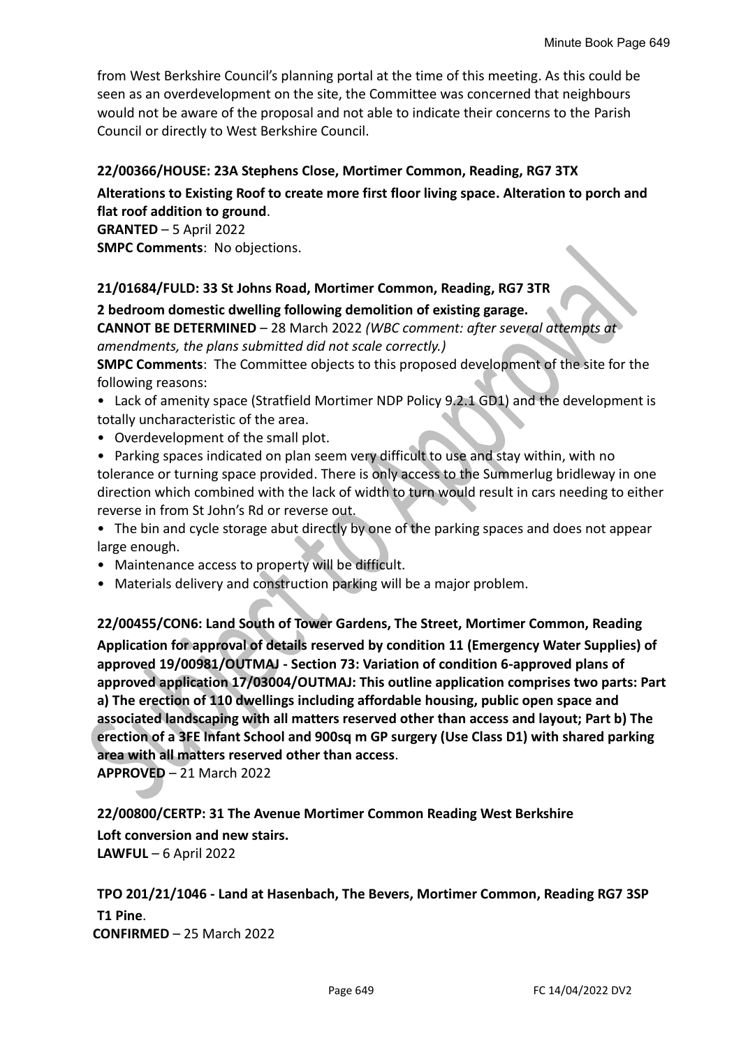from West Berkshire Council's planning portal at the time of this meeting. As this could be seen as an overdevelopment on the site, the Committee was concerned that neighbours would not be aware of the proposal and not able to indicate their concerns to the Parish Council or directly to West Berkshire Council.

**22/00366/HOUSE: 23A Stephens Close, Mortimer Common, Reading, RG7 3TX**

**Alterations to Existing Roof to create more first floor living space. Alteration to porch and flat roof addition to ground**.
**GRANTED** – 5 April 2022
**SMPC Comments**: No objections.

**21/01684/FULD: 33 St Johns Road, Mortimer Common, Reading, RG7 3TR**

**2 bedroom domestic dwelling following demolition of existing garage.**
**CANNOT BE DETERMINED** – 28 March 2022 *(WBC comment: after several attempts at amendments, the plans submitted did not scale correctly.)*
**SMPC Comments**: The Committee objects to this proposed development of the site for the following reasons:

- Lack of amenity space (Stratfield Mortimer NDP Policy 9.2.1 GD1) and the development is totally uncharacteristic of the area.
- Overdevelopment of the small plot.
- Parking spaces indicated on plan seem very difficult to use and stay within, with no tolerance or turning space provided. There is only access to the Summerlug bridleway in one direction which combined with the lack of width to turn would result in cars needing to either reverse in from St John's Rd or reverse out.
- The bin and cycle storage abut directly by one of the parking spaces and does not appear large enough.
- Maintenance access to property will be difficult.
- Materials delivery and construction parking will be a major problem.

**22/00455/CON6: Land South of Tower Gardens, The Street, Mortimer Common, Reading**

**Application for approval of details reserved by condition 11 (Emergency Water Supplies) of approved 19/00981/OUTMAJ - Section 73: Variation of condition 6-approved plans of approved application 17/03004/OUTMAJ: This outline application comprises two parts: Part a) The erection of 110 dwellings including affordable housing, public open space and associated landscaping with all matters reserved other than access and layout; Part b) The erection of a 3FE Infant School and 900sq m GP surgery (Use Class D1) with shared parking area with all matters reserved other than access**.
**APPROVED** – 21 March 2022

**22/00800/CERTP: 31 The Avenue Mortimer Common Reading West Berkshire**

**Loft conversion and new stairs.**
**LAWFUL** – 6 April 2022

**TPO 201/21/1046 - Land at Hasenbach, The Bevers, Mortimer Common, Reading RG7 3SP**

**T1 Pine**.
**CONFIRMED** – 25 March 2022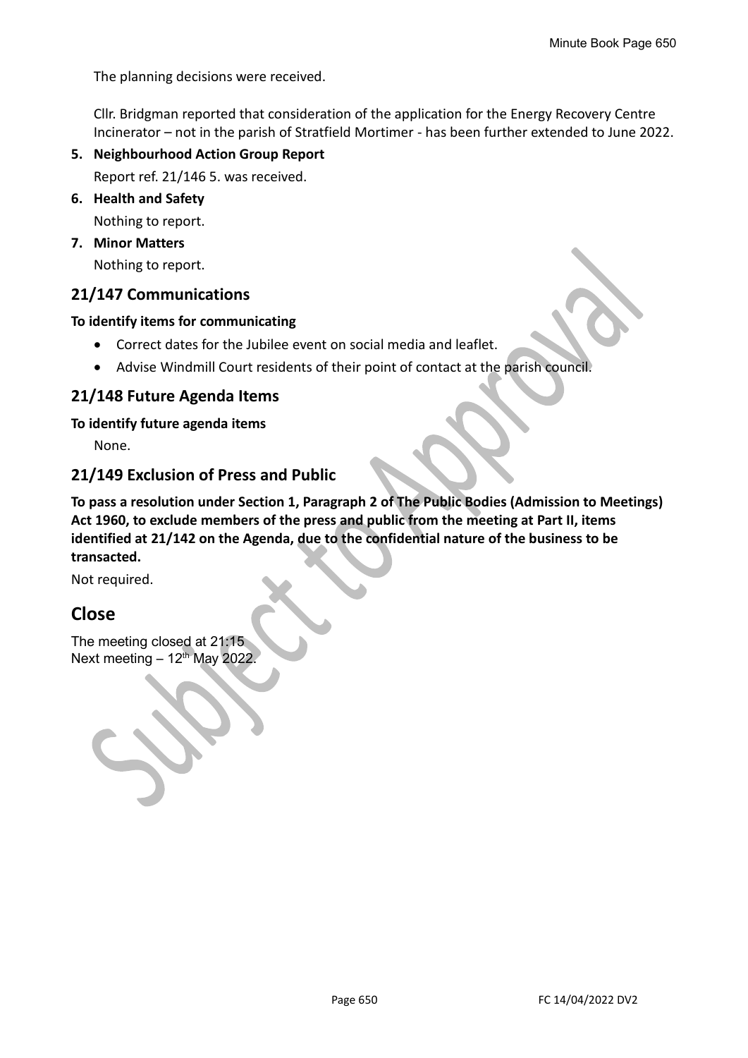The planning decisions were received.

Cllr. Bridgman reported that consideration of the application for the Energy Recovery Centre Incinerator – not in the parish of Stratfield Mortimer - has been further extended to June 2022.

5. **Neighbourhood Action Group Report**

   Report ref. 21/146 5. was received.

6. **Health and Safety**

   Nothing to report.

7. **Minor Matters**

   Nothing to report.

## 21/147 Communications

**To identify items for communicating**

- Correct dates for the Jubilee event on social media and leaflet.
- Advise Windmill Court residents of their point of contact at the parish council.

## 21/148 Future Agenda Items

**To identify future agenda items**

None.

## 21/149 Exclusion of Press and Public

**To pass a resolution under Section 1, Paragraph 2 of The Public Bodies (Admission to Meetings) Act 1960, to exclude members of the press and public from the meeting at Part II, items identified at 21/142 on the Agenda, due to the confidential nature of the business to be transacted.**

Not required.

# Close

The meeting closed at 21:15
Next meeting – 12th May 2022.